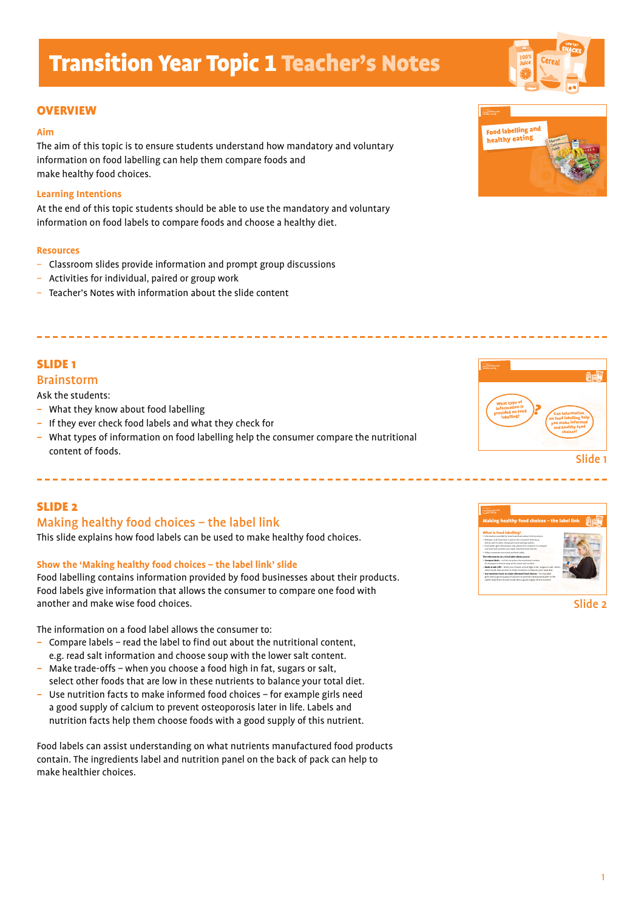# Transition Year Topic 1 Teacher's Notes

## OVERVIEW

### Aim

The aim of this topic is to ensure students understand how mandatory and voluntary information on food labelling can help them compare foods and make healthy food choices.

### Learning Intentions

At the end of this topic students should be able to use the mandatory and voluntary information on food labels to compare foods and choose a healthy diet.

### Resources

- Classroom slides provide information and prompt group discussions
- Activities for individual, paired or group work
- Teacher's Notes with information about the slide content

---

## SLIDE 1

### Brainstorm

Ask the students:

- What they know about food labelling
- If they ever check food labels and what they check for
- What types of information on food labelling help the consumer compare the nutritional content of foods.

Slide 1

---

## SLIDE 2

### Making healthy food choices – the label link

This slide explains how food labels can be used to make healthy food choices.

#### Show the 'Making healthy food choices – the label link' slide

Food labelling contains information provided by food businesses about their products. Food labels give information that allows the consumer to compare one food with another and make wise food choices.

The information on a food label allows the consumer to:

- Compare labels – read the label to find out about the nutritional content, e.g. read salt information and choose soup with the lower salt content.
- Make trade-offs – when you choose a food high in fat, sugars or salt, select other foods that are low in these nutrients to balance your total diet.
- Use nutrition facts to make informed food choices – for example girls need a good supply of calcium to prevent osteoporosis later in life. Labels and nutrition facts help them choose foods with a good supply of this nutrient.

Food labels can assist understanding on what nutrients manufactured food products contain. The ingredients label and nutrition panel on the back of pack can help to make healthier choices.

Slide 2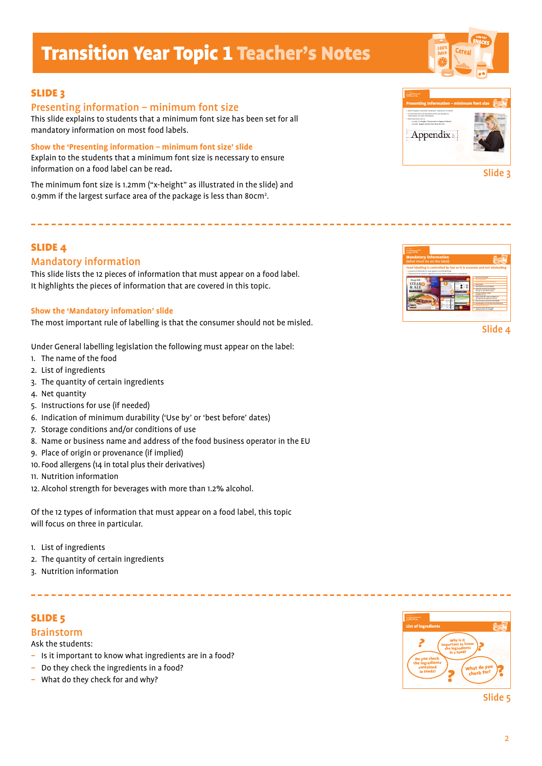# Transition Year Topic 1 Teacher's Notes

## SLIDE 3

### Presenting information – minimum font size

This slide explains to students that a minimum font size has been set for all mandatory information on most food labels.

**Show the 'Presenting information – minimum font size' slide**

Explain to the students that a minimum font size is necessary to ensure information on a food label can be read**.**

The minimum font size is 1.2mm ("x-height" as illustrated in the slide) and 0.9mm if the largest surface area of the package is less than 80cm².

Slide 3

## SLIDE 4

### Mandatory information

This slide lists the 12 pieces of information that must appear on a food label. It highlights the pieces of information that are covered in this topic.

**Show the 'Mandatory infomation' slide**

The most important rule of labelling is that the consumer should not be misled.

Under General labelling legislation the following must appear on the label:

1. The name of the food
2. List of ingredients
3. The quantity of certain ingredients
4. Net quantity
5. Instructions for use (if needed)
6. Indication of minimum durability ('Use by' or 'best before' dates)
7. Storage conditions and/or conditions of use
8. Name or business name and address of the food business operator in the EU
9. Place of origin or provenance (if implied)
10. Food allergens (14 in total plus their derivatives)
11. Nutrition information
12. Alcohol strength for beverages with more than 1.2% alcohol.

Of the 12 types of information that must appear on a food label, this topic will focus on three in particular.

1. List of ingredients
2. The quantity of certain ingredients
3. Nutrition information

Slide 4

## SLIDE 5

### Brainstorm

Ask the students:

- Is it important to know what ingredients are in a food?
- Do they check the ingredients in a food?
- What do they check for and why?

Slide 5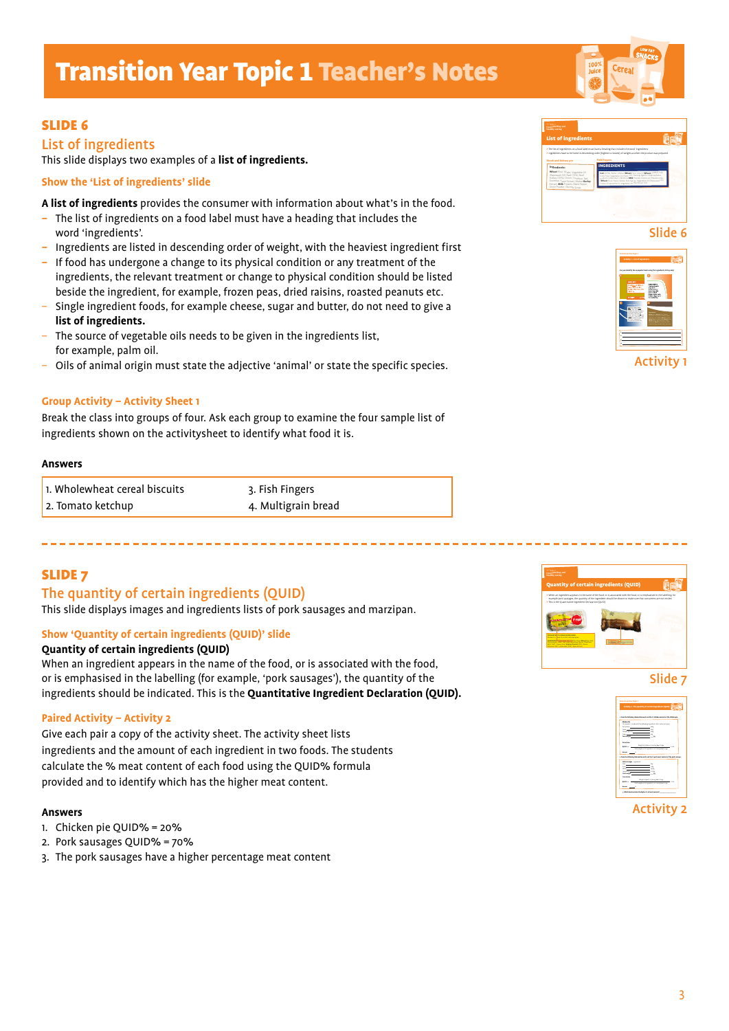# Transition Year Topic 1 Teacher's Notes

## SLIDE 6

### List of ingredients

This slide displays two examples of a **list of ingredients.**

**Show the 'List of ingredients' slide**

**A list of ingredients** provides the consumer with information about what's in the food.

- The list of ingredients on a food label must have a heading that includes the word 'ingredients'.
- Ingredients are listed in descending order of weight, with the heaviest ingredient first
- If food has undergone a change to its physical condition or any treatment of the ingredients, the relevant treatment or change to physical condition should be listed beside the ingredient, for example, frozen peas, dried raisins, roasted peanuts etc.
- Single ingredient foods, for example cheese, sugar and butter, do not need to give a **list of ingredients.**
- The source of vegetable oils needs to be given in the ingredients list, for example, palm oil.
- Oils of animal origin must state the adjective 'animal' or state the specific species.

Slide 6

**Group Activity – Activity Sheet 1**

Break the class into groups of four. Ask each group to examine the four sample list of ingredients shown on the activitysheet to identify what food it is.

Activity 1

**Answers**

| | |
|---|---|
| 1. Wholewheat cereal biscuits | 3. Fish Fingers |
| 2. Tomato ketchup | 4. Multigrain bread |

## SLIDE 7

### The quantity of certain ingredients (QUID)

This slide displays images and ingredients lists of pork sausages and marzipan.

**Show 'Quantity of certain ingredients (QUID)' slide**

**Quantity of certain ingredients (QUID)**

When an ingredient appears in the name of the food, or is associated with the food, or is emphasised in the labelling (for example, 'pork sausages'), the quantity of the ingredients should be indicated. This is the **Quantitative Ingredient Declaration (QUID).**

Slide 7

**Paired Activity – Activity 2**

Give each pair a copy of the activity sheet. The activity sheet lists ingredients and the amount of each ingredient in two foods. The students calculate the % meat content of each food using the QUID% formula provided and to identify which has the higher meat content.

Activity 2

**Answers**

1. Chicken pie QUID% = 20%
2. Pork sausages QUID% = 70%
3. The pork sausages have a higher percentage meat content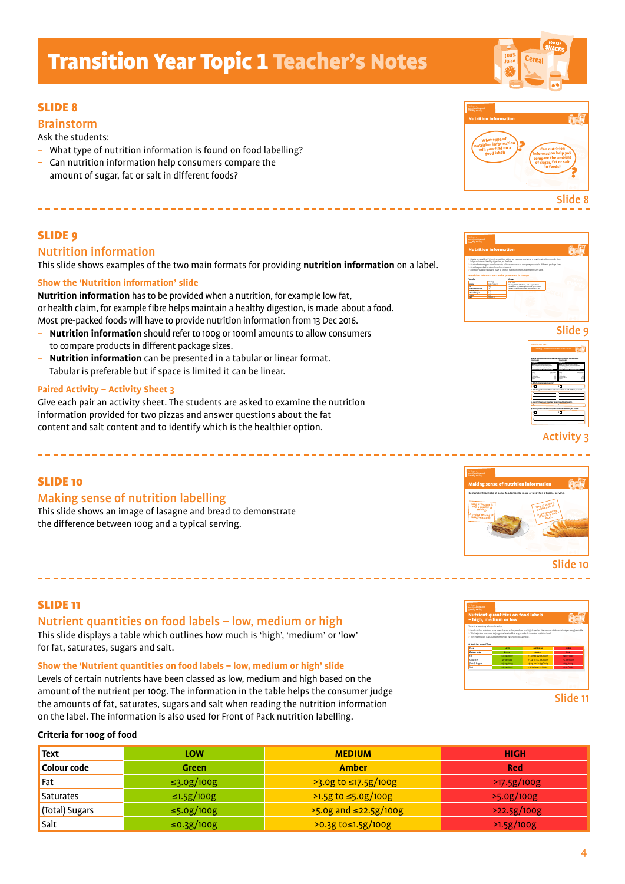# Transition Year Topic 1 Teacher's Notes

## SLIDE 8

### Brainstorm

Ask the students:

- What type of nutrition information is found on food labelling?
- Can nutrition information help consumers compare the amount of sugar, fat or salt in different foods?

Slide 8

## SLIDE 9

### Nutrition information

This slide shows examples of the two main formats for providing **nutrition information** on a label.

#### Show the 'Nutrition information' slide

**Nutrition information** has to be provided when a nutrition, for example low fat, or health claim, for example fibre helps maintain a healthy digestion, is made about a food. Most pre-packed foods will have to provide nutrition information from 13 Dec 2016.

- **Nutrition information** should refer to 100g or 100ml amounts to allow consumers to compare products in different package sizes.
- **Nutrition information** can be presented in a tabular or linear format. Tabular is preferable but if space is limited it can be linear.

#### Paired Activity – Activity Sheet 3

Give each pair an activity sheet. The students are asked to examine the nutrition information provided for two pizzas and answer questions about the fat content and salt content and to identify which is the healthier option.

Slide 9

Activity 3

## SLIDE 10

### Making sense of nutrition labelling

This slide shows an image of lasagne and bread to demonstrate the difference between 100g and a typical serving.

Slide 10

## SLIDE 11

### Nutrient quantities on food labels – low, medium or high

This slide displays a table which outlines how much is 'high', 'medium' or 'low' for fat, saturates, sugars and salt.

#### Show the 'Nutrient quantities on food labels – low, medium or high' slide

Levels of certain nutrients have been classed as low, medium and high based on the amount of the nutrient per 100g. The information in the table helps the consumer judge the amounts of fat, saturates, sugars and salt when reading the nutrition information on the label. The information is also used for Front of Pack nutrition labelling.

Slide 11

**Criteria for 100g of food**

| Text | LOW | MEDIUM | HIGH |
|---|---|---|---|
| Colour code | Green | Amber | Red |
| Fat | ≤3.0g/100g | >3.0g to ≤17.5g/100g | >17.5g/100g |
| Saturates | ≤1.5g/100g | >1.5g to ≤5.0g/100g | >5.0g/100g |
| (Total) Sugars | ≤5.0g/100g | >5.0g and ≤22.5g/100g | >22.5g/100g |
| Salt | ≤0.3g/100g | >0.3g to≤1.5g/100g | >1.5g/100g |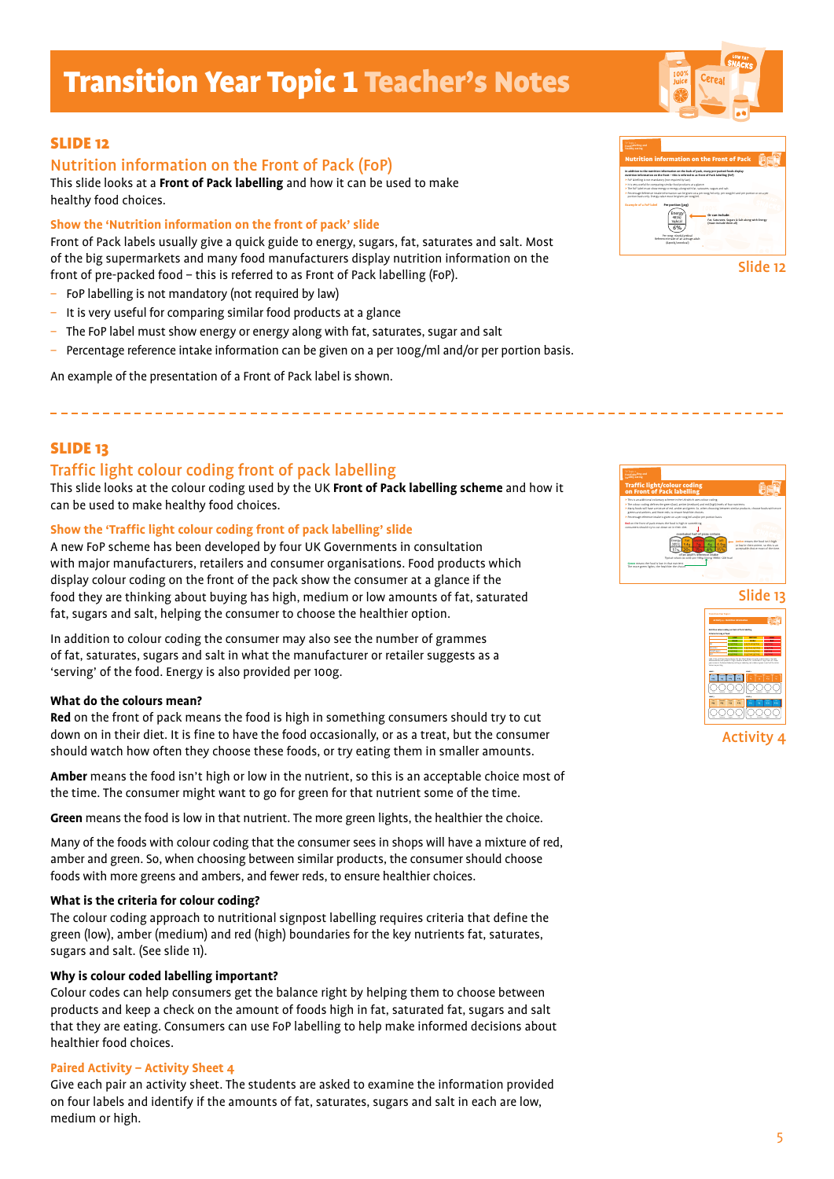# Transition Year Topic 1 Teacher's Notes

## SLIDE 12

### Nutrition information on the Front of Pack (FoP)

This slide looks at a **Front of Pack labelling** and how it can be used to make healthy food choices.

#### Show the 'Nutrition information on the front of pack' slide

Front of Pack labels usually give a quick guide to energy, sugars, fat, saturates and salt. Most of the big supermarkets and many food manufacturers display nutrition information on the front of pre-packed food – this is referred to as Front of Pack labelling (FoP).

- FoP labelling is not mandatory (not required by law)
- It is very useful for comparing similar food products at a glance
- The FoP label must show energy or energy along with fat, saturates, sugar and salt
- Percentage reference intake information can be given on a per 100g/ml and/or per portion basis.

An example of the presentation of a Front of Pack label is shown.

Slide 12

---

## SLIDE 13

### Traffic light colour coding front of pack labelling

This slide looks at the colour coding used by the UK **Front of Pack labelling scheme** and how it can be used to make healthy food choices.

#### Show the 'Traffic light colour coding front of pack labelling' slide

A new FoP scheme has been developed by four UK Governments in consultation with major manufacturers, retailers and consumer organisations. Food products which display colour coding on the front of the pack show the consumer at a glance if the food they are thinking about buying has high, medium or low amounts of fat, saturated fat, sugars and salt, helping the consumer to choose the healthier option.

In addition to colour coding the consumer may also see the number of grammes of fat, saturates, sugars and salt in what the manufacturer or retailer suggests as a 'serving' of the food. Energy is also provided per 100g.

**What do the colours mean?**

**Red** on the front of pack means the food is high in something consumers should try to cut down on in their diet. It is fine to have the food occasionally, or as a treat, but the consumer should watch how often they choose these foods, or try eating them in smaller amounts.

**Amber** means the food isn't high or low in the nutrient, so this is an acceptable choice most of the time. The consumer might want to go for green for that nutrient some of the time.

**Green** means the food is low in that nutrient. The more green lights, the healthier the choice.

Many of the foods with colour coding that the consumer sees in shops will have a mixture of red, amber and green. So, when choosing between similar products, the consumer should choose foods with more greens and ambers, and fewer reds, to ensure healthier choices.

**What is the criteria for colour coding?**

The colour coding approach to nutritional signpost labelling requires criteria that define the green (low), amber (medium) and red (high) boundaries for the key nutrients fat, saturates, sugars and salt. (See slide 11).

**Why is colour coded labelling important?**

Colour codes can help consumers get the balance right by helping them to choose between products and keep a check on the amount of foods high in fat, saturated fat, sugars and salt that they are eating. Consumers can use FoP labelling to help make informed decisions about healthier food choices.

#### Paired Activity – Activity Sheet 4

Give each pair an activity sheet. The students are asked to examine the information provided on four labels and identify if the amounts of fat, saturates, sugars and salt in each are low, medium or high.

Slide 13

Activity 4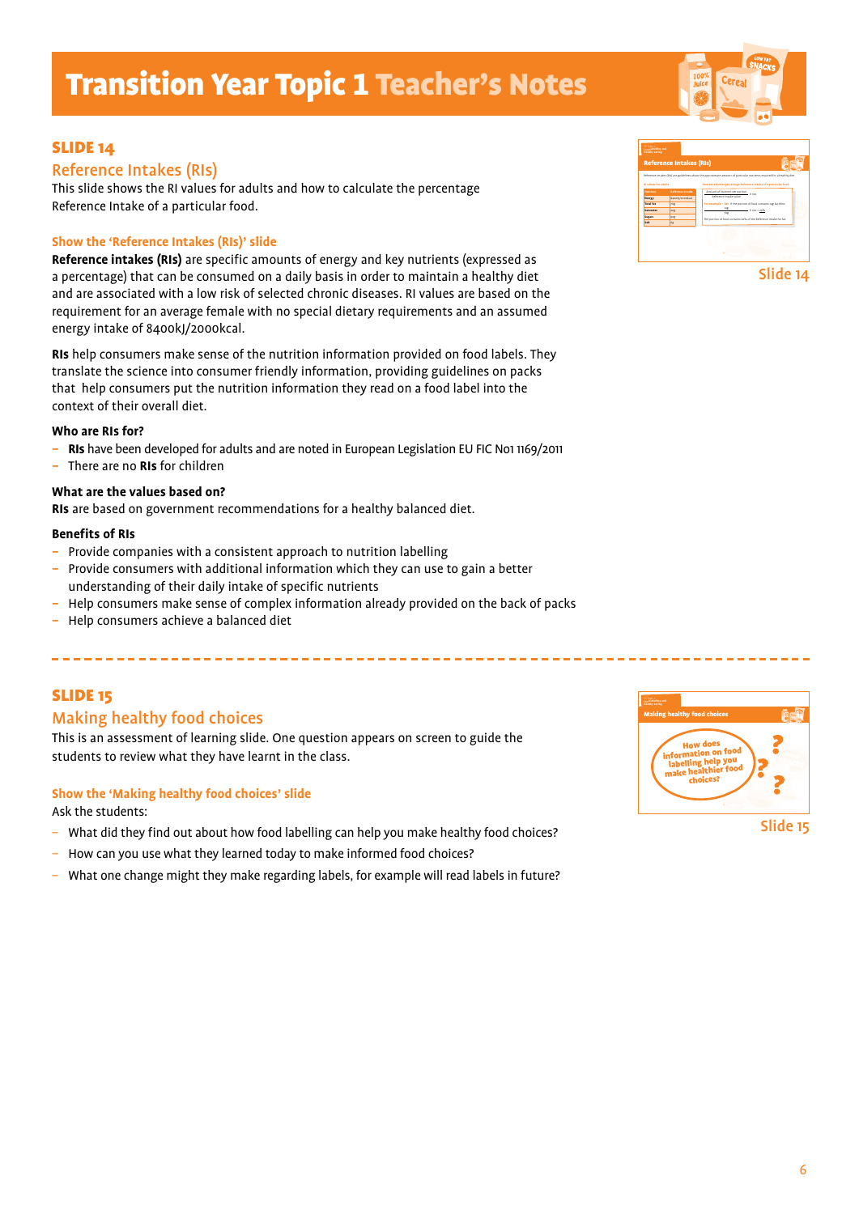# Transition Year Topic 1 Teacher's Notes

## SLIDE 14

### Reference Intakes (RIs)

This slide shows the RI values for adults and how to calculate the percentage Reference Intake of a particular food.

Slide 14

#### Show the 'Reference Intakes (RIs)' slide

**Reference intakes (RIs)** are specific amounts of energy and key nutrients (expressed as a percentage) that can be consumed on a daily basis in order to maintain a healthy diet and are associated with a low risk of selected chronic diseases. RI values are based on the requirement for an average female with no special dietary requirements and an assumed energy intake of 8400kJ/2000kcal.

**RIs** help consumers make sense of the nutrition information provided on food labels. They translate the science into consumer friendly information, providing guidelines on packs that help consumers put the nutrition information they read on a food label into the context of their overall diet.

**Who are RIs for?**

- **RIs** have been developed for adults and are noted in European Legislation EU FIC No1 1169/2011
- There are no **RIs** for children

**What are the values based on?**

**RIs** are based on government recommendations for a healthy balanced diet.

**Benefits of RIs**

- Provide companies with a consistent approach to nutrition labelling
- Provide consumers with additional information which they can use to gain a better understanding of their daily intake of specific nutrients
- Help consumers make sense of complex information already provided on the back of packs
- Help consumers achieve a balanced diet

---

## SLIDE 15

### Making healthy food choices

This is an assessment of learning slide. One question appears on screen to guide the students to review what they have learnt in the class.

Slide 15

#### Show the 'Making healthy food choices' slide

Ask the students:

- What did they find out about how food labelling can help you make healthy food choices?
- How can you use what they learned today to make informed food choices?
- What one change might they make regarding labels, for example will read labels in future?